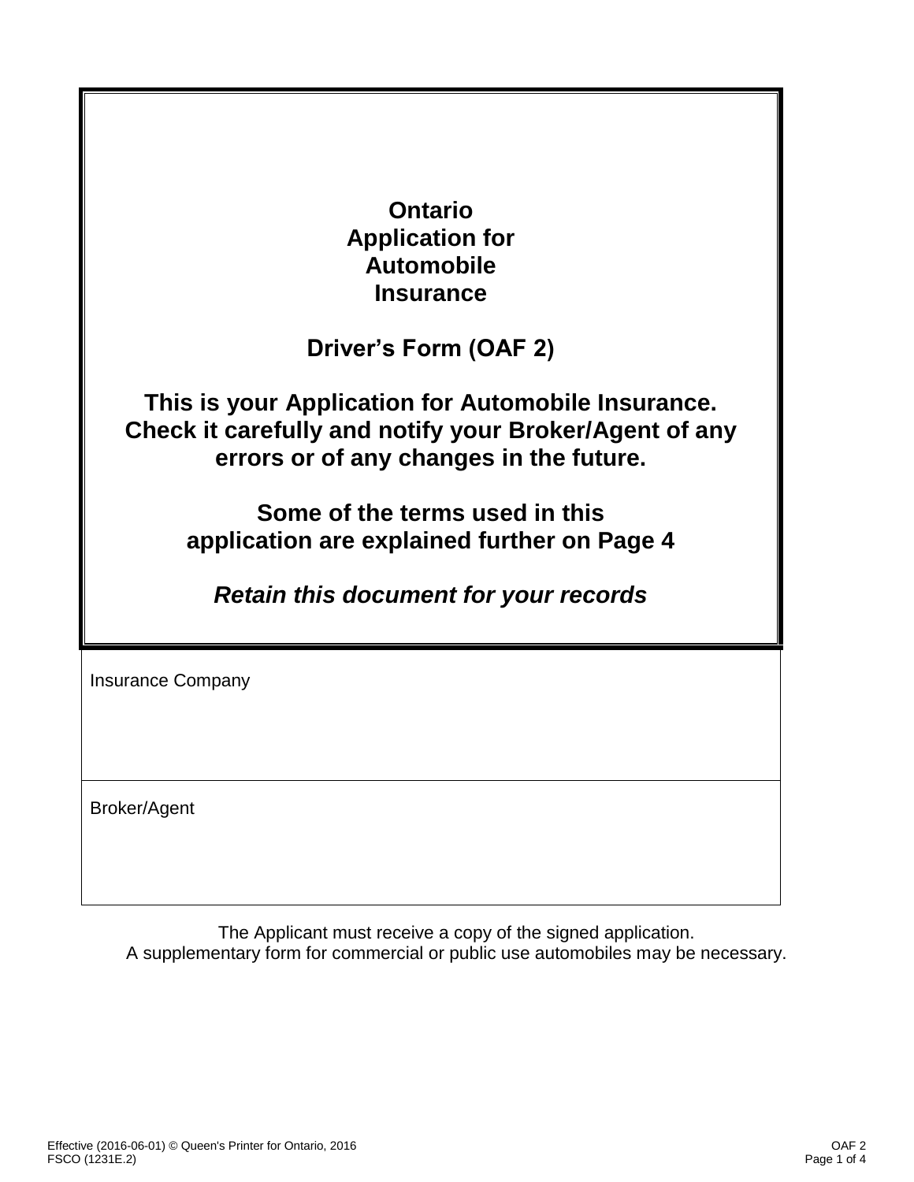# Ontario Application for Automobile Insurance

## Driver's Form (OAF 2)

**This is your Application for Automobile Insurance. Check it carefully and notify your Broker/Agent of any errors or of any changes in the future.**

**Some of the terms used in this application are explained further on Page 4**

***Retain this document for your records***

| Insurance Company |
| --- |
| |

| Broker/Agent |
| --- |
| |

The Applicant must receive a copy of the signed application.
A supplementary form for commercial or public use automobiles may be necessary.

Effective (2016-06-01) © Queen's Printer for Ontario, 2016
FSCO (1231E.2)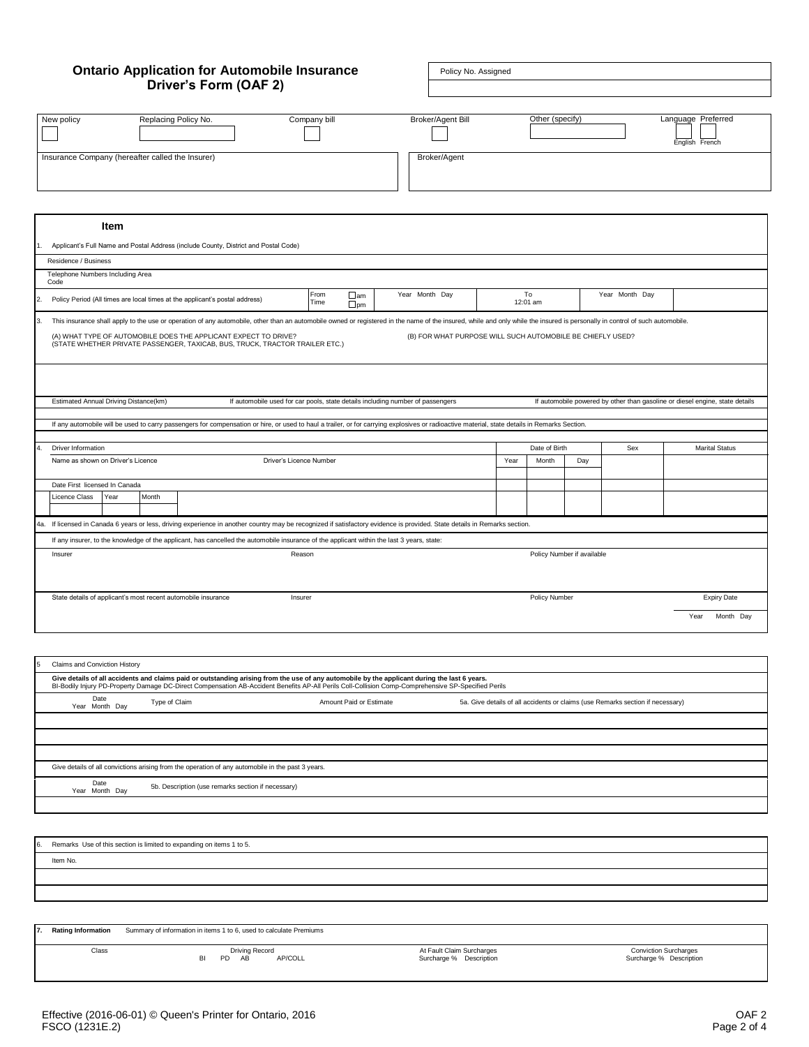# Ontario Application for Automobile Insurance
## Driver's Form (OAF 2)

| Policy No. Assigned |
| --- |
| |

| New policy | Replacing Policy No. | Company bill | Broker/Agent Bill | Other (specify) | Language Preferred |
| --- | --- | --- | --- | --- | --- |
| ☐ | | ☐ | ☐ | | ☐ English ☐ French |

| Insurance Company (hereafter called the Insurer) | Broker/Agent |
| --- | --- |
| | |

**Item**

1. Applicant's Full Name and Postal Address (include County, District and Postal Code)

Residence / Business

Telephone Numbers Including Area Code

2. Policy Period (All times are local times at the applicant's postal address)

| From Time | ☐ am ☐ pm | Year Month Day | To 12:01 am | Year Month Day |
| --- | --- | --- | --- | --- |
| | | | | |

3. This insurance shall apply to the use or operation of any automobile, other than an automobile owned or registered in the name of the insured, while and only while the insured is personally in control of such automobile.

(A) WHAT TYPE OF AUTOMOBILE DOES THE APPLICANT EXPECT TO DRIVE? (STATE WHETHER PRIVATE PASSENGER, TAXICAB, BUS, TRUCK, TRACTOR TRAILER ETC.)

(B) FOR WHAT PURPOSE WILL SUCH AUTOMOBILE BE CHIEFLY USED?

| Estimated Annual Driving Distance(km) | If automobile used for car pools, state details including number of passengers | If automobile powered by other than gasoline or diesel engine, state details |
| --- | --- | --- |
| | | |

If any automobile will be used to carry passengers for compensation or hire, or used to haul a trailer, or for carrying explosives or radioactive material, state details in Remarks Section.

4. Driver Information

| Name as shown on Driver's Licence | Driver's Licence Number | Date of Birth Year | Month | Day | Sex | Marital Status |
| --- | --- | --- | --- | --- | --- | --- |
| | | | | | | |

Date First licensed In Canada

| Licence Class | Year | Month |
| --- | --- | --- |
| | | |

4a. If licensed in Canada 6 years or less, driving experience in another country may be recognized if satisfactory evidence is provided. State details in Remarks section.

If any insurer, to the knowledge of the applicant, has cancelled the automobile insurance of the applicant within the last 3 years, state:

| Insurer | Reason | Policy Number if available |
| --- | --- | --- |
| | | |

| State details of applicant's most recent automobile insurance | Insurer | Policy Number | Expiry Date Year Month Day |
| --- | --- | --- | --- |
| | | | |

5. Claims and Conviction History

**Give details of all accidents and claims paid or outstanding arising from the use of any automobile by the applicant during the last 6 years.**
BI-Bodily Injury PD-Property Damage DC-Direct Compensation AB-Accident Benefits AP-All Perils Coll-Collision Comp-Comprehensive SP-Specified Perils

| Date Year Month Day | Type of Claim | Amount Paid or Estimate | 5a. Give details of all accidents or claims (use Remarks section if necessary) |
| --- | --- | --- | --- |
| | | | |
| | | | |
| | | | |

Give details of all convictions arising from the operation of any automobile in the past 3 years.

| Date Year Month Day | 5b. Description (use remarks section if necessary) |
| --- | --- |
| | |

6. Remarks Use of this section is limited to expanding on items 1 to 5.

| Item No. | |
| --- | --- |
| | |
| | |

7. **Rating Information** Summary of information in items 1 to 6, used to calculate Premiums

| Class | Driving Record BI PD AB AP/COLL | At Fault Claim Surcharges Surcharge % Description | Conviction Surcharges Surcharge % Description |
| --- | --- | --- | --- |
| | | | |

Effective (2016-06-01) © Queen's Printer for Ontario, 2016
FSCO (1231E.2)

OAF 2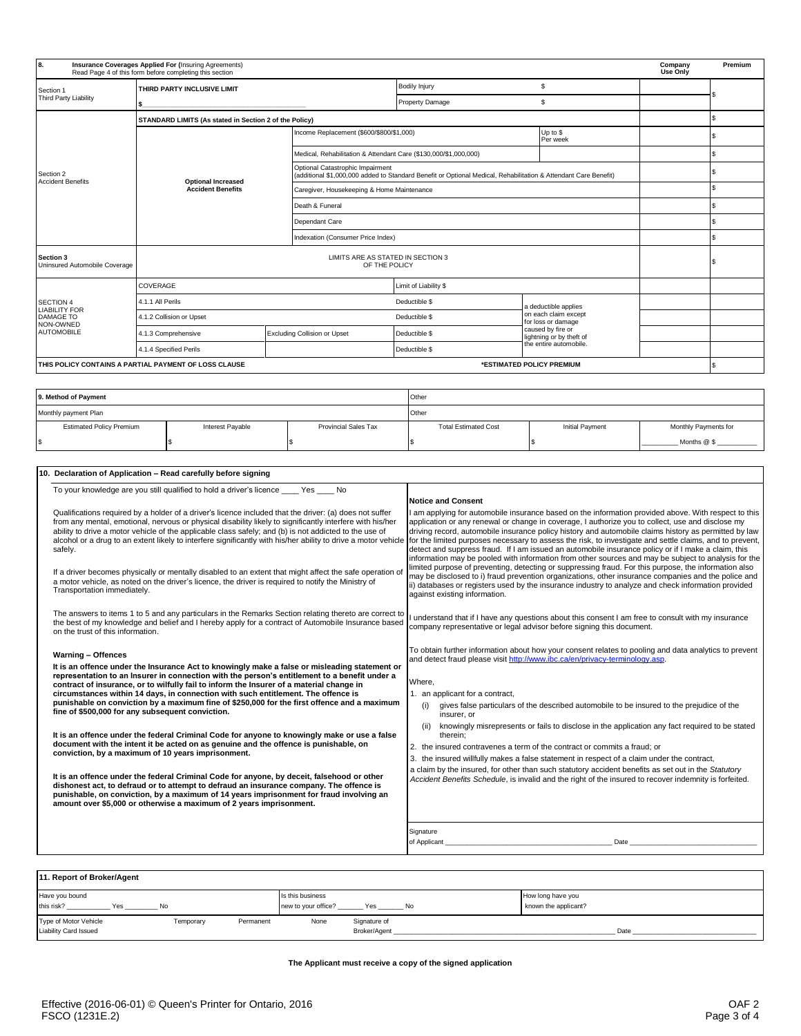## 8. Insurance Coverages Applied For (Insuring Agreements)

Read Page 4 of this form before completing this section

| | | | | | | Company Use Only | Premium |
|---|---|---|---|---|---|---|---|
| Section 1 Third Party Liability | THIRD PARTY INCLUSIVE LIMIT $ ______ | | Bodily Injury | $ | | | $ |
| | | | Property Damage | $ | | | |
| Section 2 Accident Benefits | STANDARD LIMITS (As stated in Section 2 of the Policy) | | | | | | $ |
| | Optional Increased Accident Benefits | Income Replacement ($600/$800/$1,000) | | Up to $ Per week | | | $ |
| | | Medical, Rehabilitation & Attendant Care ($130,000/$1,000,000) | | | | | $ |
| | | Optional Catastrophic Impairment (additional $1,000,000 added to Standard Benefit or Optional Medical, Rehabilitation & Attendant Care Benefit) | | | | | $ |
| | | Caregiver, Housekeeping & Home Maintenance | | | | | $ |
| | | Death & Funeral | | | | | $ |
| | | Dependant Care | | | | | $ |
| | | Indexation (Consumer Price Index) | | | | | $ |
| Section 3 Uninsured Automobile Coverage | LIMITS ARE AS STATED IN SECTION 3 OF THE POLICY | | | | | | $ |
| SECTION 4 LIABILITY FOR DAMAGE TO NON-OWNED AUTOMOBILE | COVERAGE | | Limit of Liability $ | | | | |
| | 4.1.1 All Perils | | Deductible $ | a deductible applies on each claim except for loss or damage caused by fire or lightning or by theft of the entire automobile. | | | |
| | 4.1.2 Collision or Upset | | Deductible $ | | | | |
| | 4.1.3 Comprehensive | Excluding Collision or Upset | Deductible $ | | | | |
| | 4.1.4 Specified Perils | | Deductible $ | | | | |
| THIS POLICY CONTAINS A PARTIAL PAYMENT OF LOSS CLAUSE | | | | *ESTIMATED POLICY PREMIUM | | | $ |

## 9. Method of Payment

| 9. Method of Payment | | | Other | | |
|---|---|---|---|---|---|
| Monthly payment Plan | | | Other | | |
| Estimated Policy Premium | Interest Payable | Provincial Sales Tax | Total Estimated Cost | Initial Payment | Monthly Payments for |
| $ | $ | $ | $ | $ | ______ Months @ $ ______ |

## 10. Declaration of Application – Read carefully before signing

To your knowledge are you still qualified to hold a driver's licence ____ Yes ____ No

Qualifications required by a holder of a driver's licence included that the driver: (a) does not suffer from any mental, emotional, nervous or physical disability likely to significantly interfere with his/her ability to drive a motor vehicle of the applicable class safely; and (b) is not addicted to the use of alcohol or a drug to an extent likely to interfere significantly with his/her ability to drive a motor vehicle safely.

If a driver becomes physically or mentally disabled to an extent that might affect the safe operation of a motor vehicle, as noted on the driver's licence, the driver is required to notify the Ministry of Transportation immediately.

The answers to items 1 to 5 and any particulars in the Remarks Section relating thereto are correct to the best of my knowledge and belief and I hereby apply for a contract of Automobile Insurance based on the trust of this information.

**Warning – Offences**

**It is an offence under the Insurance Act to knowingly make a false or misleading statement or representation to an Insurer in connection with the person's entitlement to a benefit under a contract of insurance, or to wilfully fail to inform the Insurer of a material change in circumstances within 14 days, in connection with such entitlement. The offence is punishable on conviction by a maximum fine of $250,000 for the first offence and a maximum fine of $500,000 for any subsequent conviction.**

**It is an offence under the federal Criminal Code for anyone to knowingly make or use a false document with the intent it be acted on as genuine and the offence is punishable, on conviction, by a maximum of 10 years imprisonment.**

**It is an offence under the federal Criminal Code for anyone, by deceit, falsehood or other dishonest act, to defraud or to attempt to defraud an insurance company. The offence is punishable, on conviction, by a maximum of 14 years imprisonment for fraud involving an amount over $5,000 or otherwise a maximum of 2 years imprisonment.**

**Notice and Consent**

I am applying for automobile insurance based on the information provided above. With respect to this application or any renewal or change in coverage, I authorize you to collect, use and disclose my driving record, automobile insurance policy history and automobile claims history as permitted by law for the limited purposes necessary to assess the risk, to investigate and settle claims, and to prevent, detect and suppress fraud. If I am issued an automobile insurance policy or if I make a claim, this information may be pooled with information from other sources and may be subject to analysis for the limited purpose of preventing, detecting or suppressing fraud. For this purpose, the information also may be disclosed to i) fraud prevention organizations, other insurance companies and the police and ii) databases or registers used by the insurance industry to analyze and check information provided against existing information.

I understand that if I have any questions about this consent I am free to consult with my insurance company representative or legal advisor before signing this document.

To obtain further information about how your consent relates to pooling and data analytics to prevent and detect fraud please visit http://www.ibc.ca/en/privacy-terminology.asp.

Where,

1. an applicant for a contract,
   (i) gives false particulars of the described automobile to be insured to the prejudice of the insurer, or
   (ii) knowingly misrepresents or fails to disclose in the application any fact required to be stated therein;
2. the insured contravenes a term of the contract or commits a fraud; or
3. the insured willfully makes a false statement in respect of a claim under the contract,

a claim by the insured, for other than such statutory accident benefits as set out in the *Statutory Accident Benefits Schedule*, is invalid and the right of the insured to recover indemnity is forfeited.

Signature of Applicant ______________________ Date ______________

## 11. Report of Broker/Agent

| Have you bound this risk? ______ Yes ______ No | Is this business new to your office? ______ Yes ______ No | How long have you known the applicant? |
|---|---|---|

Type of Motor Vehicle Liability Card Issued   Temporary   Permanent   None   Signature of Broker/Agent ______________________ Date ______________

**The Applicant must receive a copy of the signed application**

Effective (2016-06-01) © Queen's Printer for Ontario, 2016
FSCO (1231E.2)

OAF 2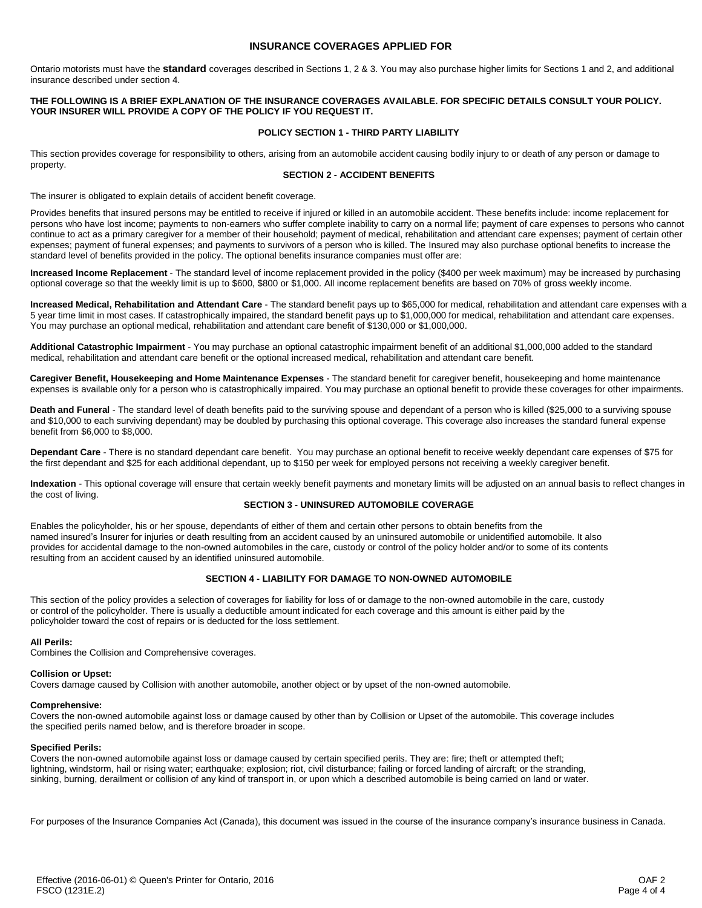# INSURANCE COVERAGES APPLIED FOR

Ontario motorists must have the **standard** coverages described in Sections 1, 2 & 3. You may also purchase higher limits for Sections 1 and 2, and additional insurance described under section 4.

**THE FOLLOWING IS A BRIEF EXPLANATION OF THE INSURANCE COVERAGES AVAILABLE. FOR SPECIFIC DETAILS CONSULT YOUR POLICY. YOUR INSURER WILL PROVIDE A COPY OF THE POLICY IF YOU REQUEST IT.**

## POLICY SECTION 1 - THIRD PARTY LIABILITY

This section provides coverage for responsibility to others, arising from an automobile accident causing bodily injury to or death of any person or damage to property.

## SECTION 2 - ACCIDENT BENEFITS

The insurer is obligated to explain details of accident benefit coverage.

Provides benefits that insured persons may be entitled to receive if injured or killed in an automobile accident. These benefits include: income replacement for persons who have lost income; payments to non-earners who suffer complete inability to carry on a normal life; payment of care expenses to persons who cannot continue to act as a primary caregiver for a member of their household; payment of medical, rehabilitation and attendant care expenses; payment of certain other expenses; payment of funeral expenses; and payments to survivors of a person who is killed. The Insured may also purchase optional benefits to increase the standard level of benefits provided in the policy. The optional benefits insurance companies must offer are:

**Increased Income Replacement** - The standard level of income replacement provided in the policy ($400 per week maximum) may be increased by purchasing optional coverage so that the weekly limit is up to $600, $800 or $1,000. All income replacement benefits are based on 70% of gross weekly income.

**Increased Medical, Rehabilitation and Attendant Care** - The standard benefit pays up to $65,000 for medical, rehabilitation and attendant care expenses with a 5 year time limit in most cases. If catastrophically impaired, the standard benefit pays up to $1,000,000 for medical, rehabilitation and attendant care expenses. You may purchase an optional medical, rehabilitation and attendant care benefit of $130,000 or $1,000,000.

**Additional Catastrophic Impairment** - You may purchase an optional catastrophic impairment benefit of an additional $1,000,000 added to the standard medical, rehabilitation and attendant care benefit or the optional increased medical, rehabilitation and attendant care benefit.

**Caregiver Benefit, Housekeeping and Home Maintenance Expenses** - The standard benefit for caregiver benefit, housekeeping and home maintenance expenses is available only for a person who is catastrophically impaired. You may purchase an optional benefit to provide these coverages for other impairments.

**Death and Funeral** - The standard level of death benefits paid to the surviving spouse and dependant of a person who is killed ($25,000 to a surviving spouse and $10,000 to each surviving dependant) may be doubled by purchasing this optional coverage. This coverage also increases the standard funeral expense benefit from $6,000 to $8,000.

**Dependant Care** - There is no standard dependant care benefit. You may purchase an optional benefit to receive weekly dependant care expenses of $75 for the first dependant and $25 for each additional dependant, up to $150 per week for employed persons not receiving a weekly caregiver benefit.

**Indexation** - This optional coverage will ensure that certain weekly benefit payments and monetary limits will be adjusted on an annual basis to reflect changes in the cost of living.

## SECTION 3 - UNINSURED AUTOMOBILE COVERAGE

Enables the policyholder, his or her spouse, dependants of either of them and certain other persons to obtain benefits from the named insured's Insurer for injuries or death resulting from an accident caused by an uninsured automobile or unidentified automobile. It also provides for accidental damage to the non-owned automobiles in the care, custody or control of the policy holder and/or to some of its contents resulting from an accident caused by an identified uninsured automobile.

## SECTION 4 - LIABILITY FOR DAMAGE TO NON-OWNED AUTOMOBILE

This section of the policy provides a selection of coverages for liability for loss of or damage to the non-owned automobile in the care, custody or control of the policyholder. There is usually a deductible amount indicated for each coverage and this amount is either paid by the policyholder toward the cost of repairs or is deducted for the loss settlement.

**All Perils:**
Combines the Collision and Comprehensive coverages.

**Collision or Upset:**
Covers damage caused by Collision with another automobile, another object or by upset of the non-owned automobile.

**Comprehensive:**
Covers the non-owned automobile against loss or damage caused by other than by Collision or Upset of the automobile. This coverage includes the specified perils named below, and is therefore broader in scope.

**Specified Perils:**
Covers the non-owned automobile against loss or damage caused by certain specified perils. They are: fire; theft or attempted theft; lightning, windstorm, hail or rising water; earthquake; explosion; riot, civil disturbance; failing or forced landing of aircraft; or the stranding, sinking, burning, derailment or collision of any kind of transport in, or upon which a described automobile is being carried on land or water.

For purposes of the Insurance Companies Act (Canada), this document was issued in the course of the insurance company's insurance business in Canada.

Effective (2016-06-01) © Queen's Printer for Ontario, 2016
FSCO (1231E.2)

OAF 2